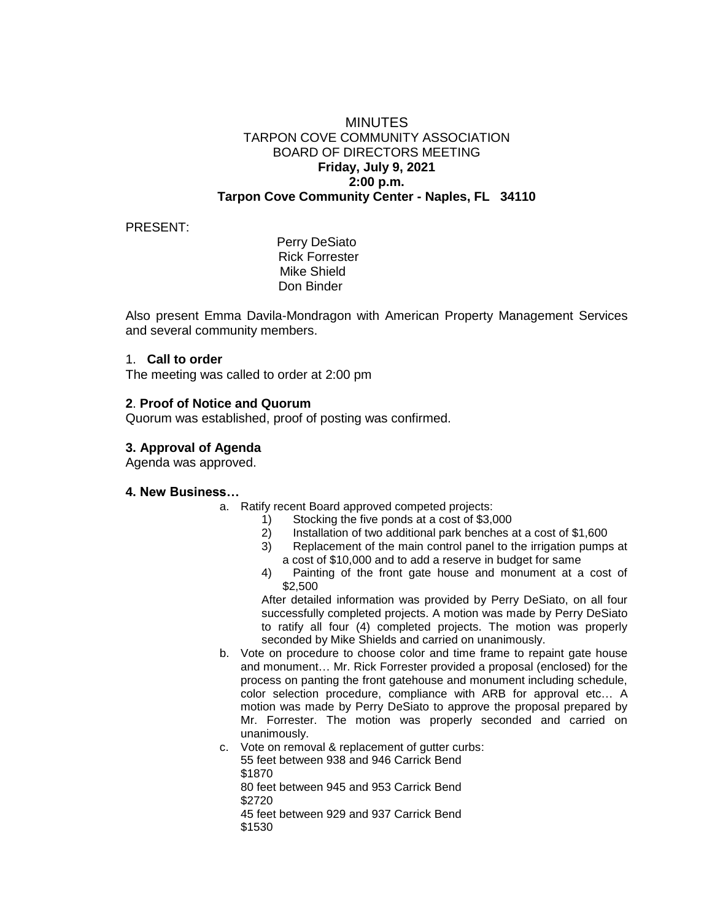# MINUTES

## TARPON COVE COMMUNITY ASSOCIATION
## BOARD OF DIRECTORS MEETING
**Friday, July 9, 2021**
**2:00 p.m.**
**Tarpon Cove Community Center - Naples, FL 34110**

PRESENT:

Perry DeSiato
Rick Forrester
Mike Shield
Don Binder

Also present Emma Davila-Mondragon with American Property Management Services and several community members.

1. **Call to order**

The meeting was called to order at 2:00 pm

**2**. **Proof of Notice and Quorum**

Quorum was established, proof of posting was confirmed.

**3. Approval of Agenda**

Agenda was approved.

**4. New Business…**

a. Ratify recent Board approved competed projects:
   1) Stocking the five ponds at a cost of $3,000
   2) Installation of two additional park benches at a cost of $1,600
   3) Replacement of the main control panel to the irrigation pumps at a cost of $10,000 and to add a reserve in budget for same
   4) Painting of the front gate house and monument at a cost of $2,500

   After detailed information was provided by Perry DeSiato, on all four successfully completed projects. A motion was made by Perry DeSiato to ratify all four (4) completed projects. The motion was properly seconded by Mike Shields and carried on unanimously.

b. Vote on procedure to choose color and time frame to repaint gate house and monument… Mr. Rick Forrester provided a proposal (enclosed) for the process on panting the front gatehouse and monument including schedule, color selection procedure, compliance with ARB for approval etc… A motion was made by Perry DeSiato to approve the proposal prepared by Mr. Forrester. The motion was properly seconded and carried on unanimously.

c. Vote on removal & replacement of gutter curbs:
   55 feet between 938 and 946 Carrick Bend
   $1870
   80 feet between 945 and 953 Carrick Bend
   $2720
   45 feet between 929 and 937 Carrick Bend
   $1530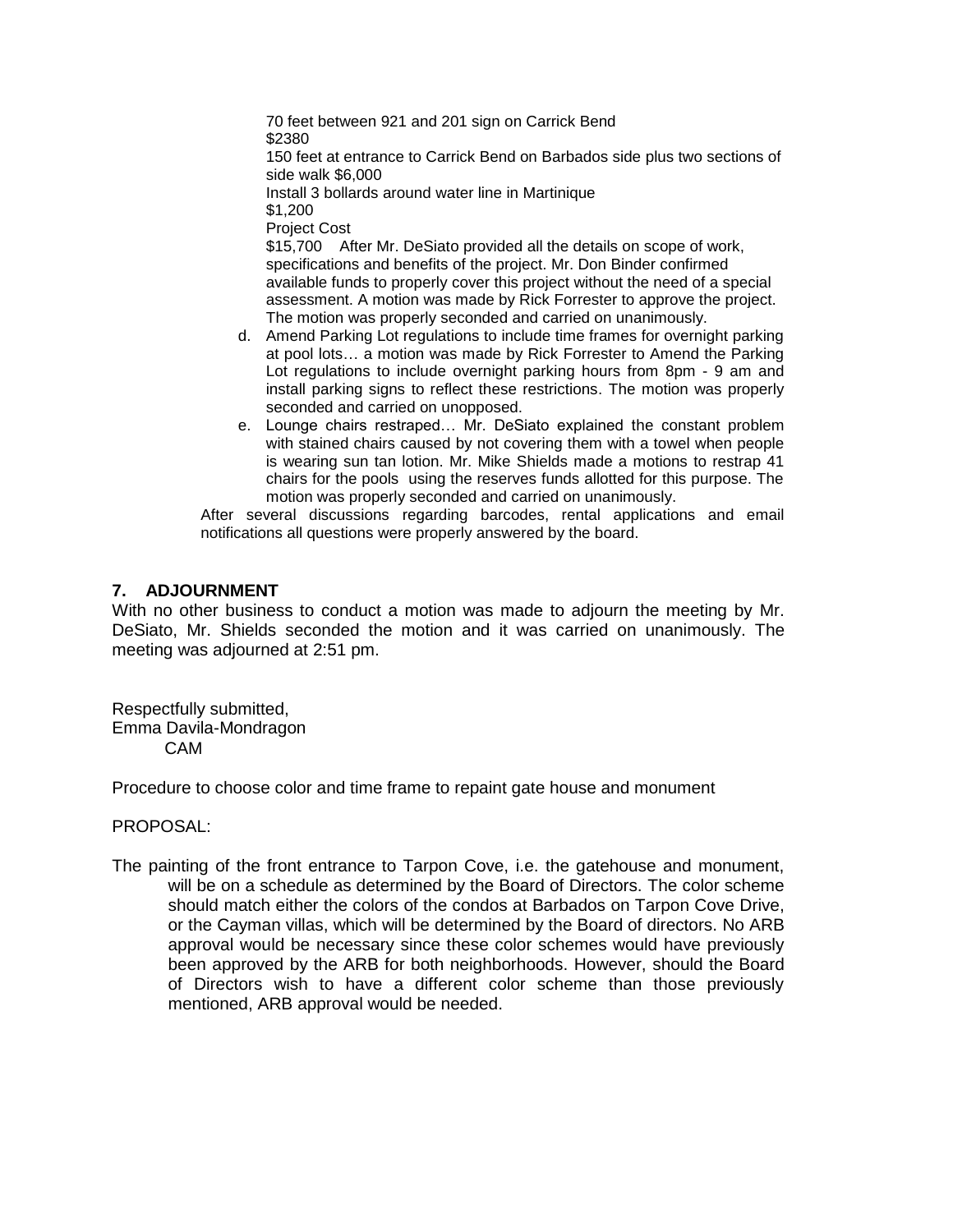70 feet between 921 and 201 sign on Carrick Bend
$2380
150 feet at entrance to Carrick Bend on Barbados side plus two sections of side walk $6,000
Install 3 bollards around water line in Martinique
$1,200
Project Cost
$15,700 After Mr. DeSiato provided all the details on scope of work, specifications and benefits of the project. Mr. Don Binder confirmed available funds to properly cover this project without the need of a special assessment. A motion was made by Rick Forrester to approve the project. The motion was properly seconded and carried on unanimously.

d. Amend Parking Lot regulations to include time frames for overnight parking at pool lots… a motion was made by Rick Forrester to Amend the Parking Lot regulations to include overnight parking hours from 8pm - 9 am and install parking signs to reflect these restrictions. The motion was properly seconded and carried on unopposed.
e. Lounge chairs restraped… Mr. DeSiato explained the constant problem with stained chairs caused by not covering them with a towel when people is wearing sun tan lotion. Mr. Mike Shields made a motions to restrap 41 chairs for the pools using the reserves funds allotted for this purpose. The motion was properly seconded and carried on unanimously.

After several discussions regarding barcodes, rental applications and email notifications all questions were properly answered by the board.

## 7. ADJOURNMENT

With no other business to conduct a motion was made to adjourn the meeting by Mr. DeSiato, Mr. Shields seconded the motion and it was carried on unanimously. The meeting was adjourned at 2:51 pm.

Respectfully submitted,
Emma Davila-Mondragon
CAM

Procedure to choose color and time frame to repaint gate house and monument

PROPOSAL:

The painting of the front entrance to Tarpon Cove, i.e. the gatehouse and monument, will be on a schedule as determined by the Board of Directors. The color scheme should match either the colors of the condos at Barbados on Tarpon Cove Drive, or the Cayman villas, which will be determined by the Board of directors. No ARB approval would be necessary since these color schemes would have previously been approved by the ARB for both neighborhoods. However, should the Board of Directors wish to have a different color scheme than those previously mentioned, ARB approval would be needed.